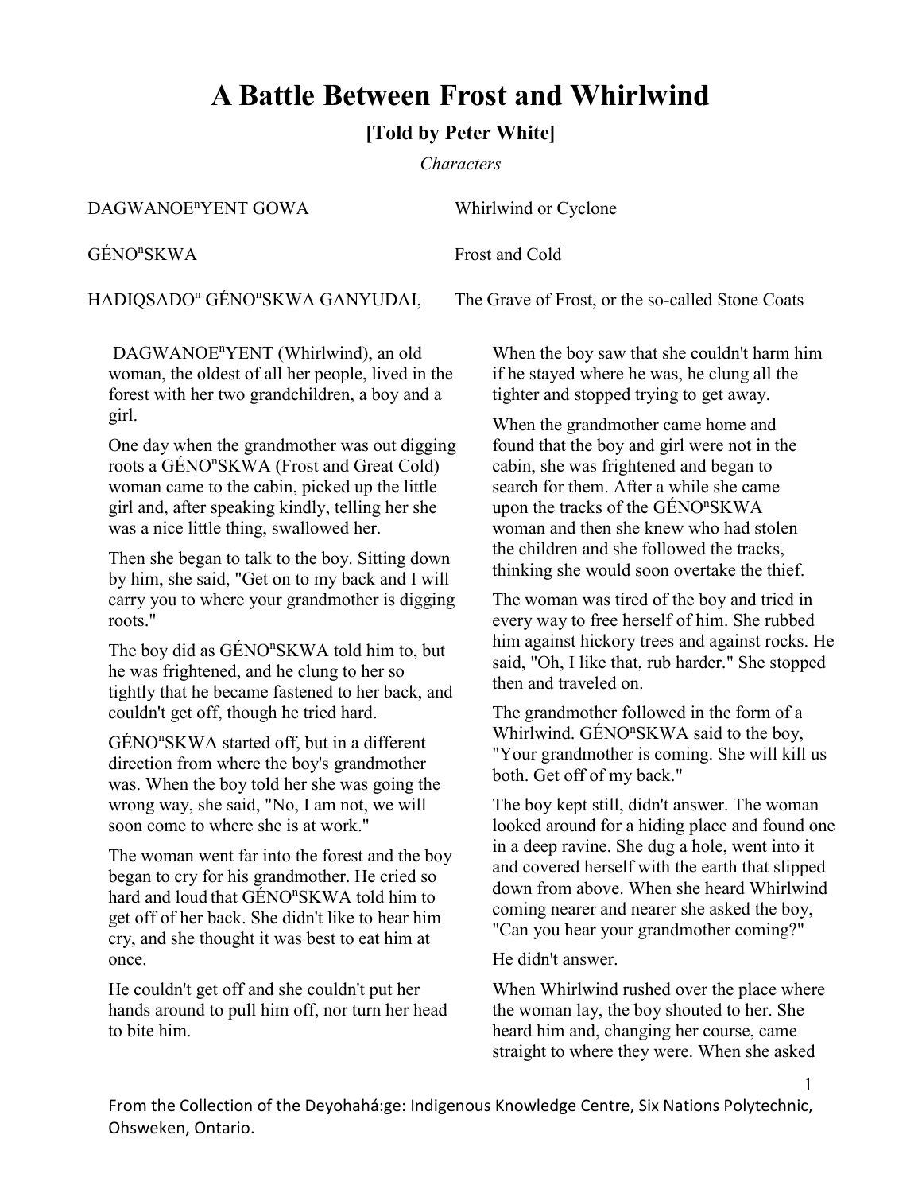# A Battle Between Frost and Whirlwind

## [Told by Peter White]

*Characters*

| | |
|---|---|
| DAGWANOE$^{n}$YENT GOWA | Whirlwind or Cyclone |
| GÉNO$^{n}$SKWA | Frost and Cold |
| HADIQSADO$^{n}$ GÉNO$^{n}$SKWA GANYUDAI, | The Grave of Frost, or the so-called Stone Coats |

DAGWANOE$^{n}$YENT (Whirlwind), an old woman, the oldest of all her people, lived in the forest with her two grandchildren, a boy and a girl.

One day when the grandmother was out digging roots a GÉNO$^{n}$SKWA (Frost and Great Cold) woman came to the cabin, picked up the little girl and, after speaking kindly, telling her she was a nice little thing, swallowed her.

Then she began to talk to the boy. Sitting down by him, she said, "Get on to my back and I will carry you to where your grandmother is digging roots."

The boy did as GÉNO$^{n}$SKWA told him to, but he was frightened, and he clung to her so tightly that he became fastened to her back, and couldn't get off, though he tried hard.

GÉNO$^{n}$SKWA started off, but in a different direction from where the boy's grandmother was. When the boy told her she was going the wrong way, she said, "No, I am not, we will soon come to where she is at work."

The woman went far into the forest and the boy began to cry for his grandmother. He cried so hard and loud that GÉNO$^{n}$SKWA told him to get off of her back. She didn't like to hear him cry, and she thought it was best to eat him at once.

He couldn't get off and she couldn't put her hands around to pull him off, nor turn her head to bite him.

When the boy saw that she couldn't harm him if he stayed where he was, he clung all the tighter and stopped trying to get away.

When the grandmother came home and found that the boy and girl were not in the cabin, she was frightened and began to search for them. After a while she came upon the tracks of the GÉNO$^{n}$SKWA woman and then she knew who had stolen the children and she followed the tracks, thinking she would soon overtake the thief.

The woman was tired of the boy and tried in every way to free herself of him. She rubbed him against hickory trees and against rocks. He said, "Oh, I like that, rub harder." She stopped then and traveled on.

The grandmother followed in the form of a Whirlwind. GÉNO$^{n}$SKWA said to the boy, "Your grandmother is coming. She will kill us both. Get off of my back."

The boy kept still, didn't answer. The woman looked around for a hiding place and found one in a deep ravine. She dug a hole, went into it and covered herself with the earth that slipped down from above. When she heard Whirlwind coming nearer and nearer she asked the boy, "Can you hear your grandmother coming?"

He didn't answer.

When Whirlwind rushed over the place where the woman lay, the boy shouted to her. She heard him and, changing her course, came straight to where they were. When she asked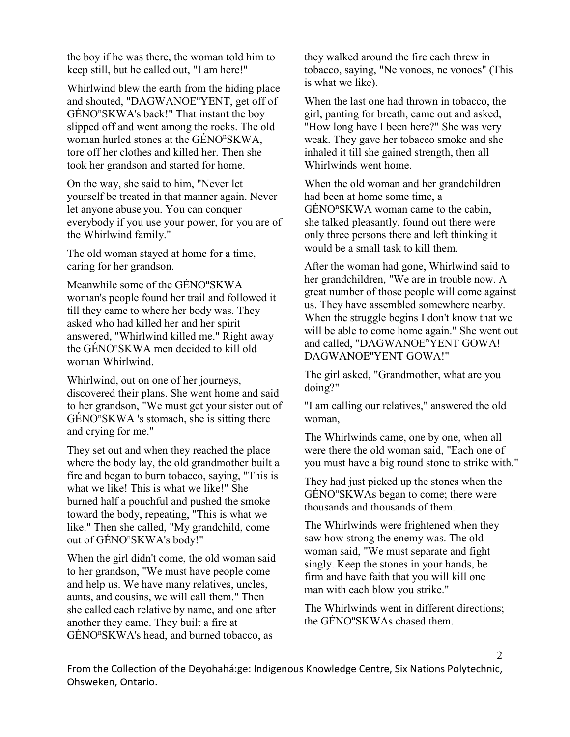the boy if he was there, the woman told him to keep still, but he called out, "I am here!"

Whirlwind blew the earth from the hiding place and shouted, "DAGWANOE$^n$YENT, get off of GÉNO$^n$SKWA's back!" That instant the boy slipped off and went among the rocks. The old woman hurled stones at the GÉNO$^n$SKWA, tore off her clothes and killed her. Then she took her grandson and started for home.

On the way, she said to him, "Never let yourself be treated in that manner again. Never let anyone abuse you. You can conquer everybody if you use your power, for you are of the Whirlwind family."

The old woman stayed at home for a time, caring for her grandson.

Meanwhile some of the GÉNO$^n$SKWA woman's people found her trail and followed it till they came to where her body was. They asked who had killed her and her spirit answered, "Whirlwind killed me." Right away the GÉNO$^n$SKWA men decided to kill old woman Whirlwind.

Whirlwind, out on one of her journeys, discovered their plans. She went home and said to her grandson, "We must get your sister out of GÉNO$^n$SKWA 's stomach, she is sitting there and crying for me."

They set out and when they reached the place where the body lay, the old grandmother built a fire and began to burn tobacco, saying, "This is what we like! This is what we like!" She burned half a pouchful and pushed the smoke toward the body, repeating, "This is what we like." Then she called, "My grandchild, come out of GÉNO$^n$SKWA's body!"

When the girl didn't come, the old woman said to her grandson, "We must have people come and help us. We have many relatives, uncles, aunts, and cousins, we will call them." Then she called each relative by name, and one after another they came. They built a fire at GÉNO$^n$SKWA's head, and burned tobacco, as they walked around the fire each threw in tobacco, saying, "Ne vonoes, ne vonoes" (This is what we like).

When the last one had thrown in tobacco, the girl, panting for breath, came out and asked, "How long have I been here?" She was very weak. They gave her tobacco smoke and she inhaled it till she gained strength, then all Whirlwinds went home.

When the old woman and her grandchildren had been at home some time, a GÉNO$^n$SKWA woman came to the cabin, she talked pleasantly, found out there were only three persons there and left thinking it would be a small task to kill them.

After the woman had gone, Whirlwind said to her grandchildren, "We are in trouble now. A great number of those people will come against us. They have assembled somewhere nearby. When the struggle begins I don't know that we will be able to come home again." She went out and called, "DAGWANOE$^n$YENT GOWA! DAGWANOE$^n$YENT GOWA!"

The girl asked, "Grandmother, what are you doing?"

"I am calling our relatives," answered the old woman,

The Whirlwinds came, one by one, when all were there the old woman said, "Each one of you must have a big round stone to strike with."

They had just picked up the stones when the GÉNO$^n$SKWAs began to come; there were thousands and thousands of them.

The Whirlwinds were frightened when they saw how strong the enemy was. The old woman said, "We must separate and fight singly. Keep the stones in your hands, be firm and have faith that you will kill one man with each blow you strike."

The Whirlwinds went in different directions; the GÉNO$^n$SKWAs chased them.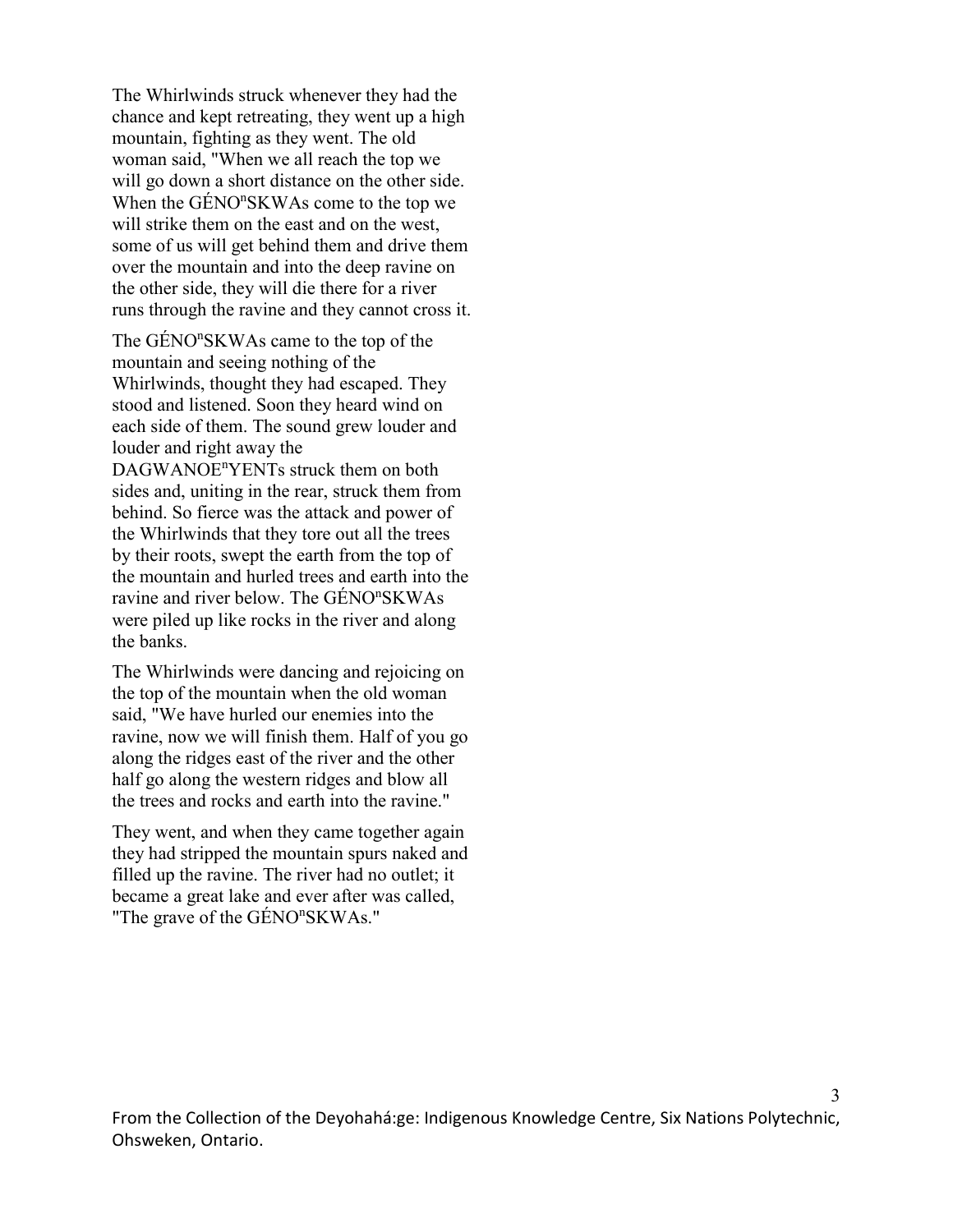The Whirlwinds struck whenever they had the chance and kept retreating, they went up a high mountain, fighting as they went. The old woman said, "When we all reach the top we will go down a short distance on the other side. When the GÉNO$^{n}$SKWAs come to the top we will strike them on the east and on the west, some of us will get behind them and drive them over the mountain and into the deep ravine on the other side, they will die there for a river runs through the ravine and they cannot cross it.

The GÉNO$^{n}$SKWAs came to the top of the mountain and seeing nothing of the Whirlwinds, thought they had escaped. They stood and listened. Soon they heard wind on each side of them. The sound grew louder and louder and right away the DAGWANOE$^{n}$YENTs struck them on both sides and, uniting in the rear, struck them from behind. So fierce was the attack and power of the Whirlwinds that they tore out all the trees by their roots, swept the earth from the top of the mountain and hurled trees and earth into the ravine and river below. The GÉNO$^{n}$SKWAs were piled up like rocks in the river and along the banks.

The Whirlwinds were dancing and rejoicing on the top of the mountain when the old woman said, "We have hurled our enemies into the ravine, now we will finish them. Half of you go along the ridges east of the river and the other half go along the western ridges and blow all the trees and rocks and earth into the ravine."

They went, and when they came together again they had stripped the mountain spurs naked and filled up the ravine. The river had no outlet; it became a great lake and ever after was called, "The grave of the GÉNO$^{n}$SKWAs."